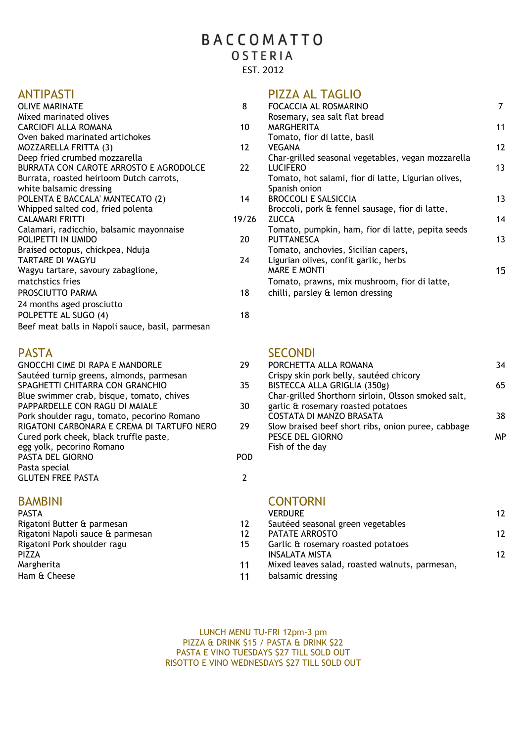# BACCOMATTO

## OSTERIA

EST. 2012

## ANTIPASTI

| Item | Price |
|---|---|
| OLIVE MARINATE<br>Mixed marinated olives | 8 |
| CARCIOFI ALLA ROMANA<br>Oven baked marinated artichokes | 10 |
| MOZZARELLA FRITTA (3)<br>Deep fried crumbed mozzarella | 12 |
| BURRATA CON CAROTE ARROSTO E AGRODOLCE<br>Burrata, roasted heirloom Dutch carrots, white balsamic dressing | 22 |
| POLENTA E BACCALA' MANTECATO (2)<br>Whipped salted cod, fried polenta | 14 |
| CALAMARI FRITTI<br>Calamari, radicchio, balsamic mayonnaise | 19/26 |
| POLIPETTI IN UMIDO<br>Braised octopus, chickpea, Nduja | 20 |
| TARTARE DI WAGYU<br>Wagyu tartare, savoury zabaglione, matchstics fries | 24 |
| PROSCIUTTO PARMA<br>24 months aged prosciutto | 18 |
| POLPETTE AL SUGO (4)<br>Beef meat balls in Napoli sauce, basil, parmesan | 18 |

## PIZZA AL TAGLIO

| Item | Price |
|---|---|
| FOCACCIA AL ROSMARINO<br>Rosemary, sea salt flat bread | 7 |
| MARGHERITA<br>Tomato, fior di latte, basil | 11 |
| VEGANA<br>Char-grilled seasonal vegetables, vegan mozzarella | 12 |
| LUCIFERO<br>Tomato, hot salami, fior di latte, Ligurian olives, Spanish onion | 13 |
| BROCCOLI E SALSICCIA<br>Broccoli, pork & fennel sausage, fior di latte, | 13 |
| ZUCCA<br>Tomato, pumpkin, ham, fior di latte, pepita seeds | 14 |
| PUTTANESCA<br>Tomato, anchovies, Sicilian capers, Ligurian olives, confit garlic, herbs | 13 |
| MARE E MONTI<br>Tomato, prawns, mix mushroom, fior di latte, chilli, parsley & lemon dressing | 15 |

## PASTA

| Item | Price |
|---|---|
| GNOCCHI CIME DI RAPA E MANDORLE<br>Sautéed turnip greens, almonds, parmesan | 29 |
| SPAGHETTI CHITARRA CON GRANCHIO<br>Blue swimmer crab, bisque, tomato, chives | 35 |
| PAPPARDELLE CON RAGU DI MAIALE<br>Pork shoulder ragu, tomato, pecorino Romano | 30 |
| RIGATONI CARBONARA E CREMA DI TARTUFO NERO<br>Cured pork cheek, black truffle paste, egg yolk, pecorino Romano | 29 |
| PASTA DEL GIORNO<br>Pasta special | POD |
| GLUTEN FREE PASTA | 2 |

## SECONDI

| Item | Price |
|---|---|
| PORCHETTA ALLA ROMANA<br>Crispy skin pork belly, sautéed chicory | 34 |
| BISTECCA ALLA GRIGLIA (350g)<br>Char-grilled Shorthorn sirloin, Olsson smoked salt, garlic & rosemary roasted potatoes | 65 |
| COSTATA DI MANZO BRASATA<br>Slow braised beef short ribs, onion puree, cabbage | 38 |
| PESCE DEL GIORNO<br>Fish of the day | MP |

## BAMBINI

| Item | Price |
|---|---|
| **PASTA** | |
| Rigatoni Butter & parmesan | 12 |
| Rigatoni Napoli sauce & parmesan | 12 |
| Rigatoni Pork shoulder ragu | 15 |
| **PIZZA** | |
| Margherita | 11 |
| Ham & Cheese | 11 |

## CONTORNI

| Item | Price |
|---|---|
| VERDURE<br>Sautéed seasonal green vegetables | 12 |
| PATATE ARROSTO<br>Garlic & rosemary roasted potatoes | 12 |
| INSALATA MISTA<br>Mixed leaves salad, roasted walnuts, parmesan, balsamic dressing | 12 |

LUNCH MENU TU-FRI 12pm-3 pm

PIZZA & DRINK $15 / PASTA & DRINK $22

PASTA E VINO TUESDAYS $27 TILL SOLD OUT

RISOTTO E VINO WEDNESDAYS $27 TILL SOLD OUT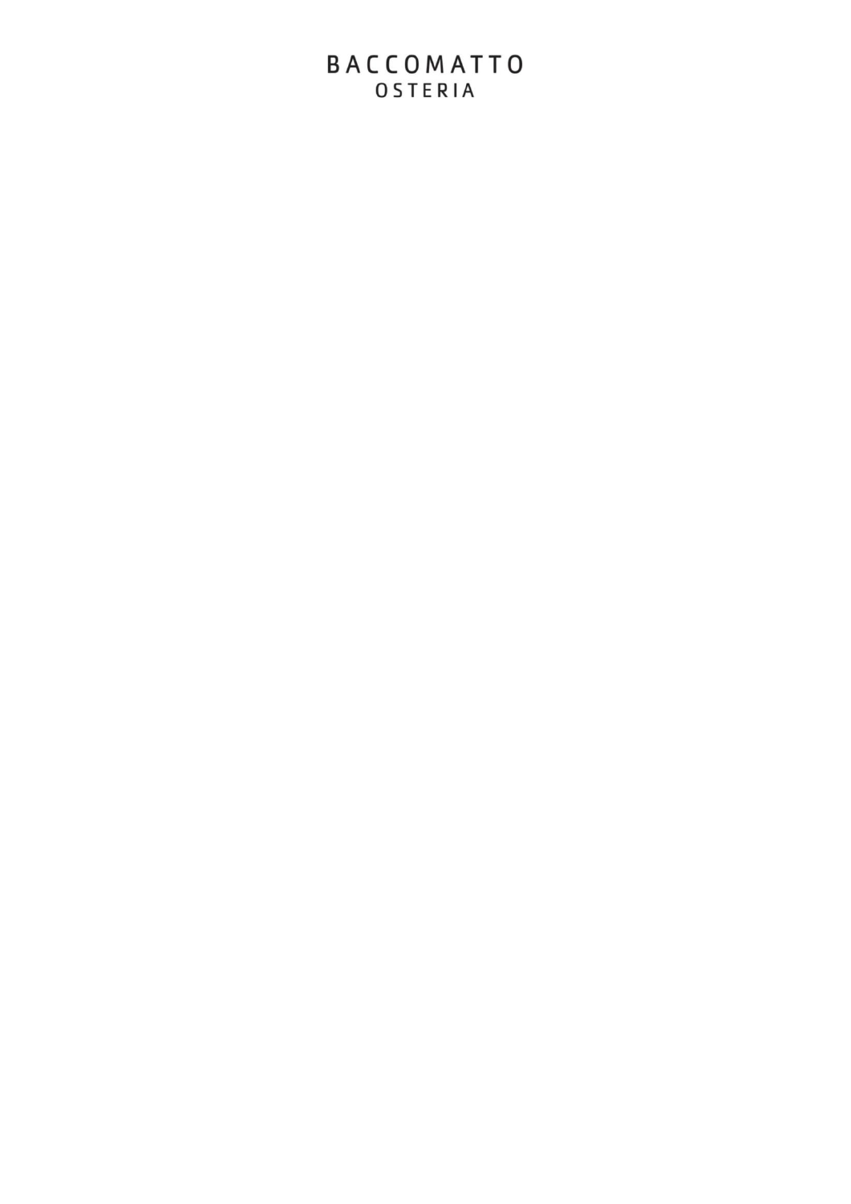BACCOMATTO
OSTERIA